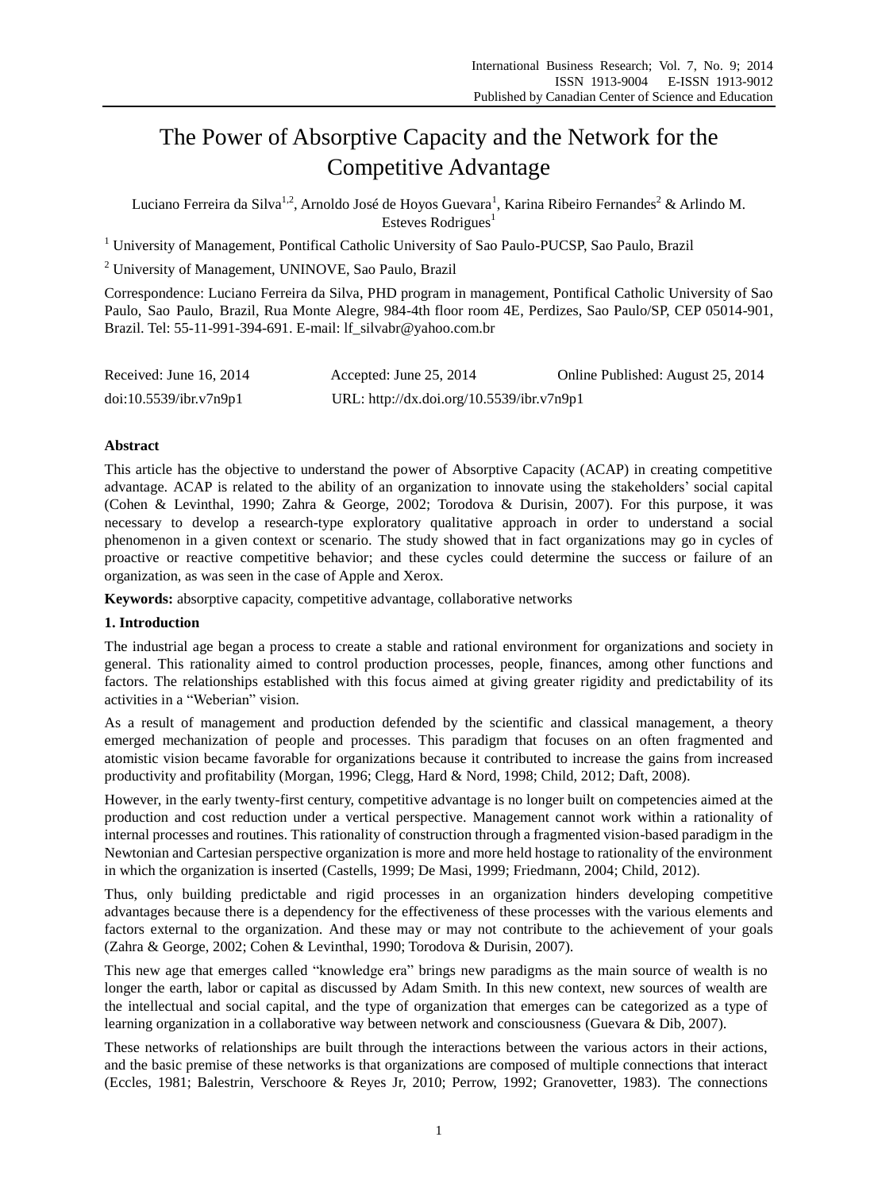# The Power of Absorptive Capacity and the Network for the Competitive Advantage

Luciano Ferreira da Silva[1,2], Arnoldo José de Hoyos Guevara[1], Karina Ribeiro Fernandes[2] & Arlindo M. Esteves Rodrigues[1]

[1] University of Management, Pontifical Catholic University of Sao Paulo-PUCSP, Sao Paulo, Brazil

[2] University of Management, UNINOVE, Sao Paulo, Brazil

Correspondence: Luciano Ferreira da Silva, PHD program in management, Pontifical Catholic University of Sao Paulo, Sao Paulo, Brazil, Rua Monte Alegre, 984-4th floor room 4E, Perdizes, Sao Paulo/SP, CEP 05014-901, Brazil. Tel: 55-11-991-394-691. E-mail: lf_silvabr@yahoo.com.br

| Received: June 16, 2014 | Accepted: June 25, 2014 | Online Published: August 25, 2014 |
|---|---|---|
| doi:10.5539/ibr.v7n9p1 | URL: http://dx.doi.org/10.5539/ibr.v7n9p1 | |

**Abstract**

This article has the objective to understand the power of Absorptive Capacity (ACAP) in creating competitive advantage. ACAP is related to the ability of an organization to innovate using the stakeholders' social capital (Cohen & Levinthal, 1990; Zahra & George, 2002; Torodova & Durisin, 2007). For this purpose, it was necessary to develop a research-type exploratory qualitative approach in order to understand a social phenomenon in a given context or scenario. The study showed that in fact organizations may go in cycles of proactive or reactive competitive behavior; and these cycles could determine the success or failure of an organization, as was seen in the case of Apple and Xerox.

**Keywords:** absorptive capacity, competitive advantage, collaborative networks

## 1. Introduction

The industrial age began a process to create a stable and rational environment for organizations and society in general. This rationality aimed to control production processes, people, finances, among other functions and factors. The relationships established with this focus aimed at giving greater rigidity and predictability of its activities in a "Weberian" vision.

As a result of management and production defended by the scientific and classical management, a theory emerged mechanization of people and processes. This paradigm that focuses on an often fragmented and atomistic vision became favorable for organizations because it contributed to increase the gains from increased productivity and profitability (Morgan, 1996; Clegg, Hard & Nord, 1998; Child, 2012; Daft, 2008).

However, in the early twenty-first century, competitive advantage is no longer built on competencies aimed at the production and cost reduction under a vertical perspective. Management cannot work within a rationality of internal processes and routines. This rationality of construction through a fragmented vision-based paradigm in the Newtonian and Cartesian perspective organization is more and more held hostage to rationality of the environment in which the organization is inserted (Castells, 1999; De Masi, 1999; Friedmann, 2004; Child, 2012).

Thus, only building predictable and rigid processes in an organization hinders developing competitive advantages because there is a dependency for the effectiveness of these processes with the various elements and factors external to the organization. And these may or may not contribute to the achievement of your goals (Zahra & George, 2002; Cohen & Levinthal, 1990; Torodova & Durisin, 2007).

This new age that emerges called "knowledge era" brings new paradigms as the main source of wealth is no longer the earth, labor or capital as discussed by Adam Smith. In this new context, new sources of wealth are the intellectual and social capital, and the type of organization that emerges can be categorized as a type of learning organization in a collaborative way between network and consciousness (Guevara & Dib, 2007).

These networks of relationships are built through the interactions between the various actors in their actions, and the basic premise of these networks is that organizations are composed of multiple connections that interact (Eccles, 1981; Balestrin, Verschoore & Reyes Jr, 2010; Perrow, 1992; Granovetter, 1983). The connections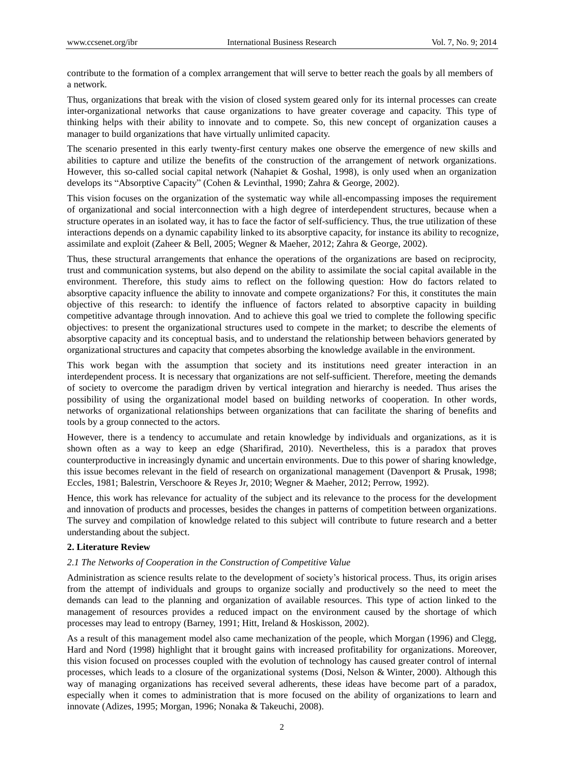contribute to the formation of a complex arrangement that will serve to better reach the goals by all members of a network.

Thus, organizations that break with the vision of closed system geared only for its internal processes can create inter-organizational networks that cause organizations to have greater coverage and capacity. This type of thinking helps with their ability to innovate and to compete. So, this new concept of organization causes a manager to build organizations that have virtually unlimited capacity.

The scenario presented in this early twenty-first century makes one observe the emergence of new skills and abilities to capture and utilize the benefits of the construction of the arrangement of network organizations. However, this so-called social capital network (Nahapiet & Goshal, 1998), is only used when an organization develops its "Absorptive Capacity" (Cohen & Levinthal, 1990; Zahra & George, 2002).

This vision focuses on the organization of the systematic way while all-encompassing imposes the requirement of organizational and social interconnection with a high degree of interdependent structures, because when a structure operates in an isolated way, it has to face the factor of self-sufficiency. Thus, the true utilization of these interactions depends on a dynamic capability linked to its absorptive capacity, for instance its ability to recognize, assimilate and exploit (Zaheer & Bell, 2005; Wegner & Maeher, 2012; Zahra & George, 2002).

Thus, these structural arrangements that enhance the operations of the organizations are based on reciprocity, trust and communication systems, but also depend on the ability to assimilate the social capital available in the environment. Therefore, this study aims to reflect on the following question: How do factors related to absorptive capacity influence the ability to innovate and compete organizations? For this, it constitutes the main objective of this research: to identify the influence of factors related to absorptive capacity in building competitive advantage through innovation. And to achieve this goal we tried to complete the following specific objectives: to present the organizational structures used to compete in the market; to describe the elements of absorptive capacity and its conceptual basis, and to understand the relationship between behaviors generated by organizational structures and capacity that competes absorbing the knowledge available in the environment.

This work began with the assumption that society and its institutions need greater interaction in an interdependent process. It is necessary that organizations are not self-sufficient. Therefore, meeting the demands of society to overcome the paradigm driven by vertical integration and hierarchy is needed. Thus arises the possibility of using the organizational model based on building networks of cooperation. In other words, networks of organizational relationships between organizations that can facilitate the sharing of benefits and tools by a group connected to the actors.

However, there is a tendency to accumulate and retain knowledge by individuals and organizations, as it is shown often as a way to keep an edge (Sharifirad, 2010). Nevertheless, this is a paradox that proves counterproductive in increasingly dynamic and uncertain environments. Due to this power of sharing knowledge, this issue becomes relevant in the field of research on organizational management (Davenport & Prusak, 1998; Eccles, 1981; Balestrin, Verschoore & Reyes Jr, 2010; Wegner & Maeher, 2012; Perrow, 1992).

Hence, this work has relevance for actuality of the subject and its relevance to the process for the development and innovation of products and processes, besides the changes in patterns of competition between organizations. The survey and compilation of knowledge related to this subject will contribute to future research and a better understanding about the subject.

## 2. Literature Review

### *2.1 The Networks of Cooperation in the Construction of Competitive Value*

Administration as science results relate to the development of society's historical process. Thus, its origin arises from the attempt of individuals and groups to organize socially and productively so the need to meet the demands can lead to the planning and organization of available resources. This type of action linked to the management of resources provides a reduced impact on the environment caused by the shortage of which processes may lead to entropy (Barney, 1991; Hitt, Ireland & Hoskisson, 2002).

As a result of this management model also came mechanization of the people, which Morgan (1996) and Clegg, Hard and Nord (1998) highlight that it brought gains with increased profitability for organizations. Moreover, this vision focused on processes coupled with the evolution of technology has caused greater control of internal processes, which leads to a closure of the organizational systems (Dosi, Nelson & Winter, 2000). Although this way of managing organizations has received several adherents, these ideas have become part of a paradox, especially when it comes to administration that is more focused on the ability of organizations to learn and innovate (Adizes, 1995; Morgan, 1996; Nonaka & Takeuchi, 2008).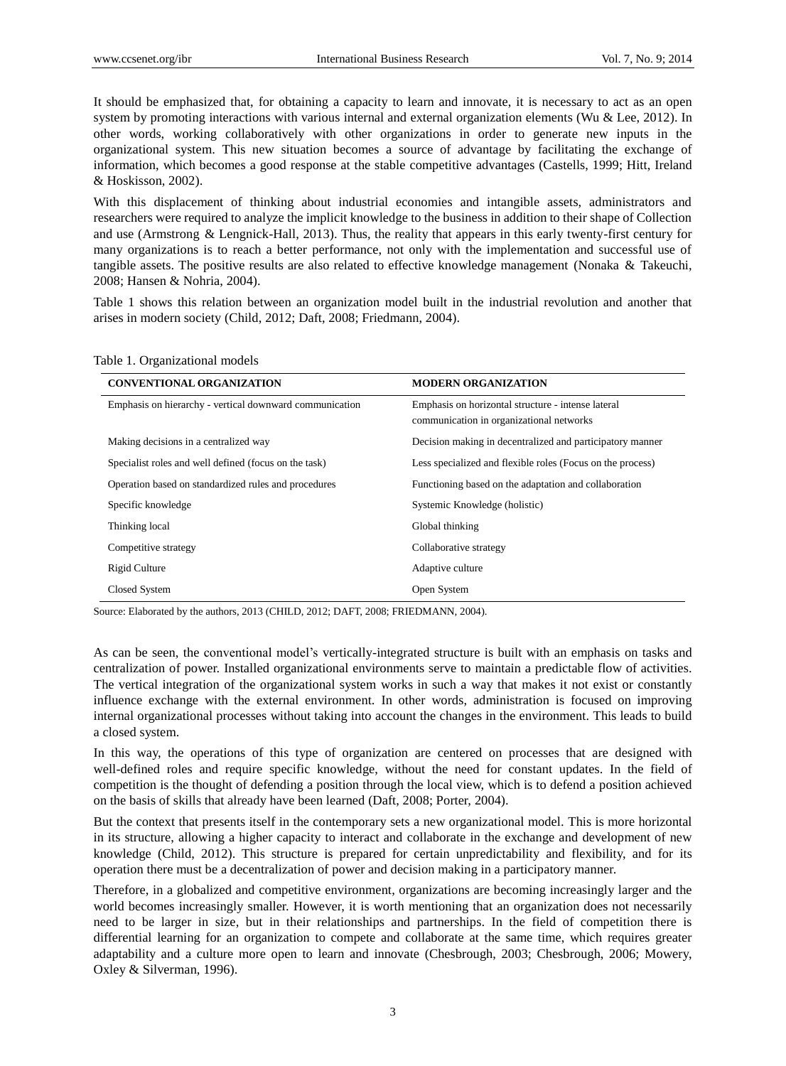It should be emphasized that, for obtaining a capacity to learn and innovate, it is necessary to act as an open system by promoting interactions with various internal and external organization elements (Wu & Lee, 2012). In other words, working collaboratively with other organizations in order to generate new inputs in the organizational system. This new situation becomes a source of advantage by facilitating the exchange of information, which becomes a good response at the stable competitive advantages (Castells, 1999; Hitt, Ireland & Hoskisson, 2002).

With this displacement of thinking about industrial economies and intangible assets, administrators and researchers were required to analyze the implicit knowledge to the business in addition to their shape of Collection and use (Armstrong & Lengnick-Hall, 2013). Thus, the reality that appears in this early twenty-first century for many organizations is to reach a better performance, not only with the implementation and successful use of tangible assets. The positive results are also related to effective knowledge management (Nonaka & Takeuchi, 2008; Hansen & Nohria, 2004).

Table 1 shows this relation between an organization model built in the industrial revolution and another that arises in modern society (Child, 2012; Daft, 2008; Friedmann, 2004).

Table 1. Organizational models

| CONVENTIONAL ORGANIZATION | MODERN ORGANIZATION |
|---|---|
| Emphasis on hierarchy - vertical downward communication | Emphasis on horizontal structure - intense lateral communication in organizational networks |
| Making decisions in a centralized way | Decision making in decentralized and participatory manner |
| Specialist roles and well defined (focus on the task) | Less specialized and flexible roles (Focus on the process) |
| Operation based on standardized rules and procedures | Functioning based on the adaptation and collaboration |
| Specific knowledge | Systemic Knowledge (holistic) |
| Thinking local | Global thinking |
| Competitive strategy | Collaborative strategy |
| Rigid Culture | Adaptive culture |
| Closed System | Open System |

Source: Elaborated by the authors, 2013 (CHILD, 2012; DAFT, 2008; FRIEDMANN, 2004).

As can be seen, the conventional model's vertically-integrated structure is built with an emphasis on tasks and centralization of power. Installed organizational environments serve to maintain a predictable flow of activities. The vertical integration of the organizational system works in such a way that makes it not exist or constantly influence exchange with the external environment. In other words, administration is focused on improving internal organizational processes without taking into account the changes in the environment. This leads to build a closed system.

In this way, the operations of this type of organization are centered on processes that are designed with well-defined roles and require specific knowledge, without the need for constant updates. In the field of competition is the thought of defending a position through the local view, which is to defend a position achieved on the basis of skills that already have been learned (Daft, 2008; Porter, 2004).

But the context that presents itself in the contemporary sets a new organizational model. This is more horizontal in its structure, allowing a higher capacity to interact and collaborate in the exchange and development of new knowledge (Child, 2012). This structure is prepared for certain unpredictability and flexibility, and for its operation there must be a decentralization of power and decision making in a participatory manner.

Therefore, in a globalized and competitive environment, organizations are becoming increasingly larger and the world becomes increasingly smaller. However, it is worth mentioning that an organization does not necessarily need to be larger in size, but in their relationships and partnerships. In the field of competition there is differential learning for an organization to compete and collaborate at the same time, which requires greater adaptability and a culture more open to learn and innovate (Chesbrough, 2003; Chesbrough, 2006; Mowery, Oxley & Silverman, 1996).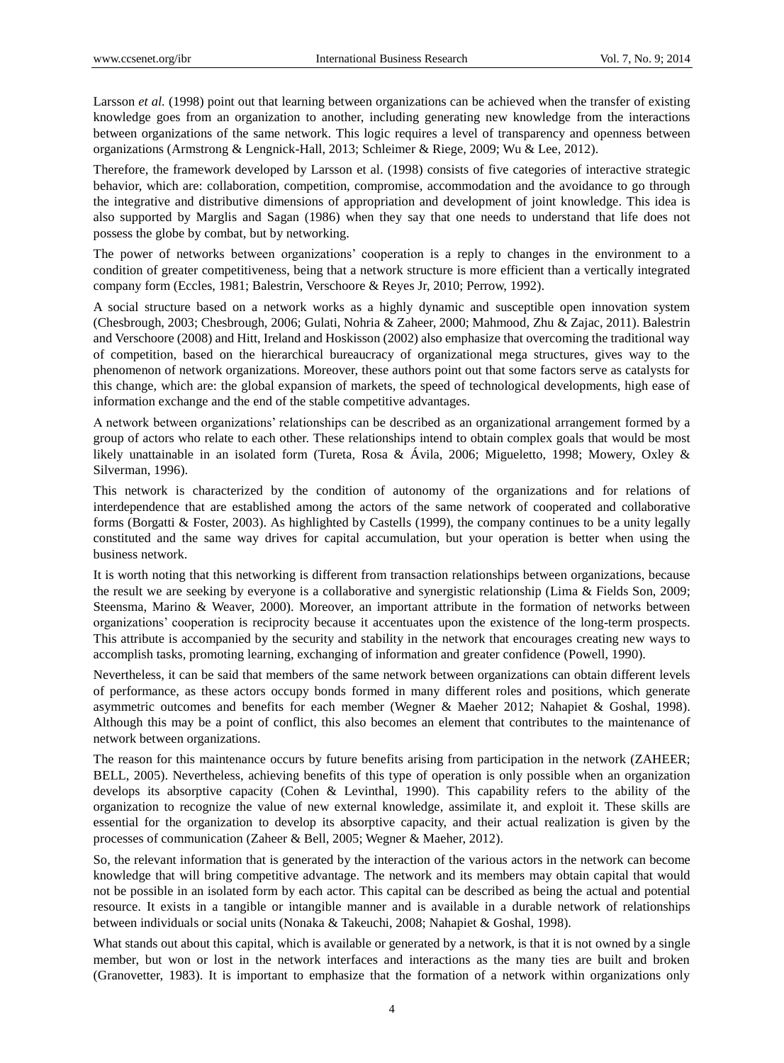Larsson *et al.* (1998) point out that learning between organizations can be achieved when the transfer of existing knowledge goes from an organization to another, including generating new knowledge from the interactions between organizations of the same network. This logic requires a level of transparency and openness between organizations (Armstrong & Lengnick-Hall, 2013; Schleimer & Riege, 2009; Wu & Lee, 2012).

Therefore, the framework developed by Larsson et al. (1998) consists of five categories of interactive strategic behavior, which are: collaboration, competition, compromise, accommodation and the avoidance to go through the integrative and distributive dimensions of appropriation and development of joint knowledge. This idea is also supported by Marglis and Sagan (1986) when they say that one needs to understand that life does not possess the globe by combat, but by networking.

The power of networks between organizations' cooperation is a reply to changes in the environment to a condition of greater competitiveness, being that a network structure is more efficient than a vertically integrated company form (Eccles, 1981; Balestrin, Verschoore & Reyes Jr, 2010; Perrow, 1992).

A social structure based on a network works as a highly dynamic and susceptible open innovation system (Chesbrough, 2003; Chesbrough, 2006; Gulati, Nohria & Zaheer, 2000; Mahmood, Zhu & Zajac, 2011). Balestrin and Verschoore (2008) and Hitt, Ireland and Hoskisson (2002) also emphasize that overcoming the traditional way of competition, based on the hierarchical bureaucracy of organizational mega structures, gives way to the phenomenon of network organizations. Moreover, these authors point out that some factors serve as catalysts for this change, which are: the global expansion of markets, the speed of technological developments, high ease of information exchange and the end of the stable competitive advantages.

A network between organizations' relationships can be described as an organizational arrangement formed by a group of actors who relate to each other. These relationships intend to obtain complex goals that would be most likely unattainable in an isolated form (Tureta, Rosa & Ávila, 2006; Migueletto, 1998; Mowery, Oxley & Silverman, 1996).

This network is characterized by the condition of autonomy of the organizations and for relations of interdependence that are established among the actors of the same network of cooperated and collaborative forms (Borgatti & Foster, 2003). As highlighted by Castells (1999), the company continues to be a unity legally constituted and the same way drives for capital accumulation, but your operation is better when using the business network.

It is worth noting that this networking is different from transaction relationships between organizations, because the result we are seeking by everyone is a collaborative and synergistic relationship (Lima & Fields Son, 2009; Steensma, Marino & Weaver, 2000). Moreover, an important attribute in the formation of networks between organizations' cooperation is reciprocity because it accentuates upon the existence of the long-term prospects. This attribute is accompanied by the security and stability in the network that encourages creating new ways to accomplish tasks, promoting learning, exchanging of information and greater confidence (Powell, 1990).

Nevertheless, it can be said that members of the same network between organizations can obtain different levels of performance, as these actors occupy bonds formed in many different roles and positions, which generate asymmetric outcomes and benefits for each member (Wegner & Maeher 2012; Nahapiet & Goshal, 1998). Although this may be a point of conflict, this also becomes an element that contributes to the maintenance of network between organizations.

The reason for this maintenance occurs by future benefits arising from participation in the network (ZAHEER; BELL, 2005). Nevertheless, achieving benefits of this type of operation is only possible when an organization develops its absorptive capacity (Cohen & Levinthal, 1990). This capability refers to the ability of the organization to recognize the value of new external knowledge, assimilate it, and exploit it. These skills are essential for the organization to develop its absorptive capacity, and their actual realization is given by the processes of communication (Zaheer & Bell, 2005; Wegner & Maeher, 2012).

So, the relevant information that is generated by the interaction of the various actors in the network can become knowledge that will bring competitive advantage. The network and its members may obtain capital that would not be possible in an isolated form by each actor. This capital can be described as being the actual and potential resource. It exists in a tangible or intangible manner and is available in a durable network of relationships between individuals or social units (Nonaka & Takeuchi, 2008; Nahapiet & Goshal, 1998).

What stands out about this capital, which is available or generated by a network, is that it is not owned by a single member, but won or lost in the network interfaces and interactions as the many ties are built and broken (Granovetter, 1983). It is important to emphasize that the formation of a network within organizations only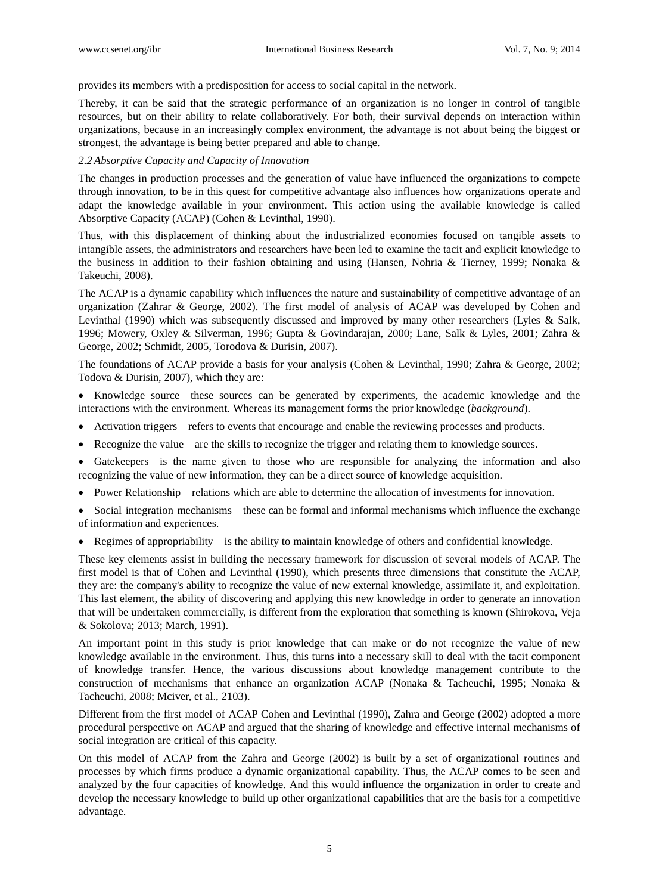provides its members with a predisposition for access to social capital in the network.

Thereby, it can be said that the strategic performance of an organization is no longer in control of tangible resources, but on their ability to relate collaboratively. For both, their survival depends on interaction within organizations, because in an increasingly complex environment, the advantage is not about being the biggest or strongest, the advantage is being better prepared and able to change.

### *2.2 Absorptive Capacity and Capacity of Innovation*

The changes in production processes and the generation of value have influenced the organizations to compete through innovation, to be in this quest for competitive advantage also influences how organizations operate and adapt the knowledge available in your environment. This action using the available knowledge is called Absorptive Capacity (ACAP) (Cohen & Levinthal, 1990).

Thus, with this displacement of thinking about the industrialized economies focused on tangible assets to intangible assets, the administrators and researchers have been led to examine the tacit and explicit knowledge to the business in addition to their fashion obtaining and using (Hansen, Nohria & Tierney, 1999; Nonaka & Takeuchi, 2008).

The ACAP is a dynamic capability which influences the nature and sustainability of competitive advantage of an organization (Zahrar & George, 2002). The first model of analysis of ACAP was developed by Cohen and Levinthal (1990) which was subsequently discussed and improved by many other researchers (Lyles & Salk, 1996; Mowery, Oxley & Silverman, 1996; Gupta & Govindarajan, 2000; Lane, Salk & Lyles, 2001; Zahra & George, 2002; Schmidt, 2005, Torodova & Durisin, 2007).

The foundations of ACAP provide a basis for your analysis (Cohen & Levinthal, 1990; Zahra & George, 2002; Todova & Durisin, 2007), which they are:

- Knowledge source—these sources can be generated by experiments, the academic knowledge and the interactions with the environment. Whereas its management forms the prior knowledge (*background*).
- Activation triggers—refers to events that encourage and enable the reviewing processes and products.
- Recognize the value—are the skills to recognize the trigger and relating them to knowledge sources.
- Gatekeepers—is the name given to those who are responsible for analyzing the information and also recognizing the value of new information, they can be a direct source of knowledge acquisition.
- Power Relationship—relations which are able to determine the allocation of investments for innovation.
- Social integration mechanisms—these can be formal and informal mechanisms which influence the exchange of information and experiences.
- Regimes of appropriability—is the ability to maintain knowledge of others and confidential knowledge.

These key elements assist in building the necessary framework for discussion of several models of ACAP. The first model is that of Cohen and Levinthal (1990), which presents three dimensions that constitute the ACAP, they are: the company's ability to recognize the value of new external knowledge, assimilate it, and exploitation. This last element, the ability of discovering and applying this new knowledge in order to generate an innovation that will be undertaken commercially, is different from the exploration that something is known (Shirokova, Veja & Sokolova; 2013; March, 1991).

An important point in this study is prior knowledge that can make or do not recognize the value of new knowledge available in the environment. Thus, this turns into a necessary skill to deal with the tacit component of knowledge transfer. Hence, the various discussions about knowledge management contribute to the construction of mechanisms that enhance an organization ACAP (Nonaka & Tacheuchi, 1995; Nonaka & Tacheuchi, 2008; Mciver, et al., 2103).

Different from the first model of ACAP Cohen and Levinthal (1990), Zahra and George (2002) adopted a more procedural perspective on ACAP and argued that the sharing of knowledge and effective internal mechanisms of social integration are critical of this capacity.

On this model of ACAP from the Zahra and George (2002) is built by a set of organizational routines and processes by which firms produce a dynamic organizational capability. Thus, the ACAP comes to be seen and analyzed by the four capacities of knowledge. And this would influence the organization in order to create and develop the necessary knowledge to build up other organizational capabilities that are the basis for a competitive advantage.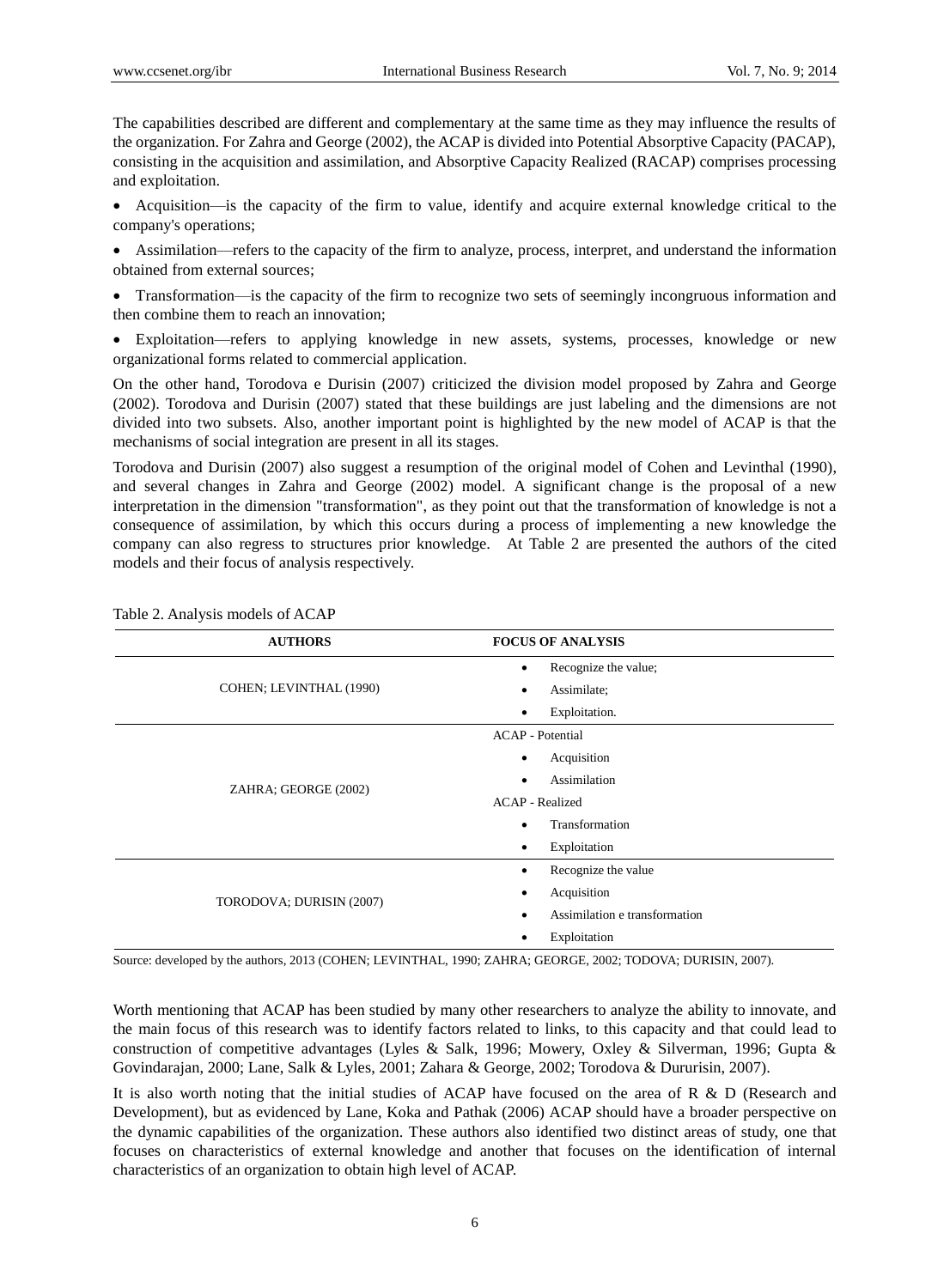The capabilities described are different and complementary at the same time as they may influence the results of the organization. For Zahra and George (2002), the ACAP is divided into Potential Absorptive Capacity (PACAP), consisting in the acquisition and assimilation, and Absorptive Capacity Realized (RACAP) comprises processing and exploitation.

- Acquisition—is the capacity of the firm to value, identify and acquire external knowledge critical to the company's operations;
- Assimilation—refers to the capacity of the firm to analyze, process, interpret, and understand the information obtained from external sources;
- Transformation—is the capacity of the firm to recognize two sets of seemingly incongruous information and then combine them to reach an innovation;
- Exploitation—refers to applying knowledge in new assets, systems, processes, knowledge or new organizational forms related to commercial application.

On the other hand, Torodova e Durisin (2007) criticized the division model proposed by Zahra and George (2002). Torodova and Durisin (2007) stated that these buildings are just labeling and the dimensions are not divided into two subsets. Also, another important point is highlighted by the new model of ACAP is that the mechanisms of social integration are present in all its stages.

Torodova and Durisin (2007) also suggest a resumption of the original model of Cohen and Levinthal (1990), and several changes in Zahra and George (2002) model. A significant change is the proposal of a new interpretation in the dimension "transformation", as they point out that the transformation of knowledge is not a consequence of assimilation, by which this occurs during a process of implementing a new knowledge the company can also regress to structures prior knowledge. At Table 2 are presented the authors of the cited models and their focus of analysis respectively.

Table 2. Analysis models of ACAP

| AUTHORS | FOCUS OF ANALYSIS |
|---|---|
| COHEN; LEVINTHAL (1990) | • Recognize the value;<br>• Assimilate;<br>• Exploitation. |
| ZAHRA; GEORGE (2002) | ACAP - Potential<br>• Acquisition<br>• Assimilation<br>ACAP - Realized<br>• Transformation<br>• Exploitation |
| TORODOVA; DURISIN (2007) | • Recognize the value<br>• Acquisition<br>• Assimilation e transformation<br>• Exploitation |

Source: developed by the authors, 2013 (COHEN; LEVINTHAL, 1990; ZAHRA; GEORGE, 2002; TODOVA; DURISIN, 2007).

Worth mentioning that ACAP has been studied by many other researchers to analyze the ability to innovate, and the main focus of this research was to identify factors related to links, to this capacity and that could lead to construction of competitive advantages (Lyles & Salk, 1996; Mowery, Oxley & Silverman, 1996; Gupta & Govindarajan, 2000; Lane, Salk & Lyles, 2001; Zahara & George, 2002; Torodova & Dururisin, 2007).

It is also worth noting that the initial studies of ACAP have focused on the area of R & D (Research and Development), but as evidenced by Lane, Koka and Pathak (2006) ACAP should have a broader perspective on the dynamic capabilities of the organization. These authors also identified two distinct areas of study, one that focuses on characteristics of external knowledge and another that focuses on the identification of internal characteristics of an organization to obtain high level of ACAP.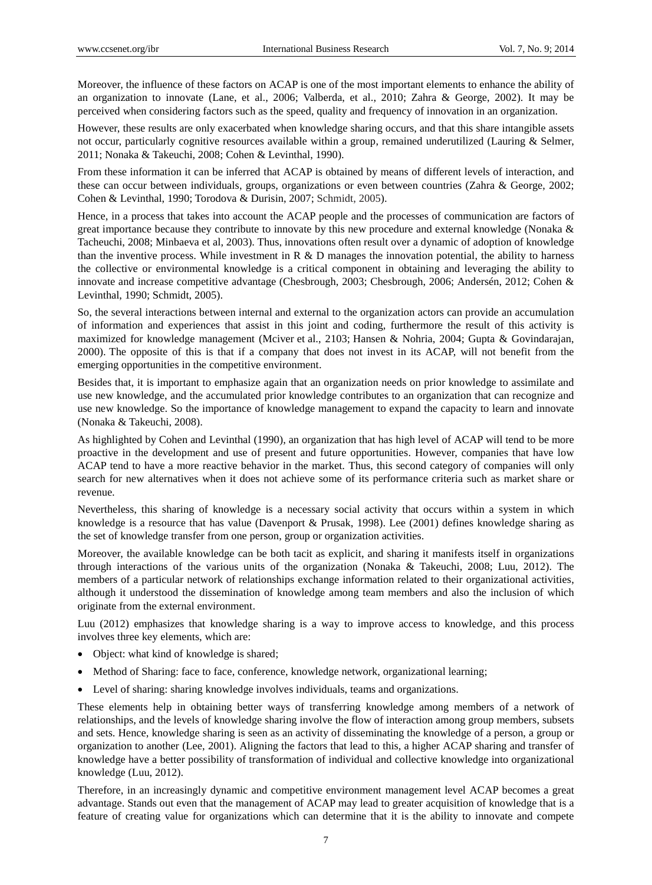Moreover, the influence of these factors on ACAP is one of the most important elements to enhance the ability of an organization to innovate (Lane, et al., 2006; Valberda, et al., 2010; Zahra & George, 2002). It may be perceived when considering factors such as the speed, quality and frequency of innovation in an organization.

However, these results are only exacerbated when knowledge sharing occurs, and that this share intangible assets not occur, particularly cognitive resources available within a group, remained underutilized (Lauring & Selmer, 2011; Nonaka & Takeuchi, 2008; Cohen & Levinthal, 1990).

From these information it can be inferred that ACAP is obtained by means of different levels of interaction, and these can occur between individuals, groups, organizations or even between countries (Zahra & George, 2002; Cohen & Levinthal, 1990; Torodova & Durisin, 2007; Schmidt, 2005).

Hence, in a process that takes into account the ACAP people and the processes of communication are factors of great importance because they contribute to innovate by this new procedure and external knowledge (Nonaka & Tacheuchi, 2008; Minbaeva et al, 2003). Thus, innovations often result over a dynamic of adoption of knowledge than the inventive process. While investment in R & D manages the innovation potential, the ability to harness the collective or environmental knowledge is a critical component in obtaining and leveraging the ability to innovate and increase competitive advantage (Chesbrough, 2003; Chesbrough, 2006; Andersén, 2012; Cohen & Levinthal, 1990; Schmidt, 2005).

So, the several interactions between internal and external to the organization actors can provide an accumulation of information and experiences that assist in this joint and coding, furthermore the result of this activity is maximized for knowledge management (Mciver et al., 2103; Hansen & Nohria, 2004; Gupta & Govindarajan, 2000). The opposite of this is that if a company that does not invest in its ACAP, will not benefit from the emerging opportunities in the competitive environment.

Besides that, it is important to emphasize again that an organization needs on prior knowledge to assimilate and use new knowledge, and the accumulated prior knowledge contributes to an organization that can recognize and use new knowledge. So the importance of knowledge management to expand the capacity to learn and innovate (Nonaka & Takeuchi, 2008).

As highlighted by Cohen and Levinthal (1990), an organization that has high level of ACAP will tend to be more proactive in the development and use of present and future opportunities. However, companies that have low ACAP tend to have a more reactive behavior in the market. Thus, this second category of companies will only search for new alternatives when it does not achieve some of its performance criteria such as market share or revenue.

Nevertheless, this sharing of knowledge is a necessary social activity that occurs within a system in which knowledge is a resource that has value (Davenport & Prusak, 1998). Lee (2001) defines knowledge sharing as the set of knowledge transfer from one person, group or organization activities.

Moreover, the available knowledge can be both tacit as explicit, and sharing it manifests itself in organizations through interactions of the various units of the organization (Nonaka & Takeuchi, 2008; Luu, 2012). The members of a particular network of relationships exchange information related to their organizational activities, although it understood the dissemination of knowledge among team members and also the inclusion of which originate from the external environment.

Luu (2012) emphasizes that knowledge sharing is a way to improve access to knowledge, and this process involves three key elements, which are:

- Object: what kind of knowledge is shared;
- Method of Sharing: face to face, conference, knowledge network, organizational learning;
- Level of sharing: sharing knowledge involves individuals, teams and organizations.

These elements help in obtaining better ways of transferring knowledge among members of a network of relationships, and the levels of knowledge sharing involve the flow of interaction among group members, subsets and sets. Hence, knowledge sharing is seen as an activity of disseminating the knowledge of a person, a group or organization to another (Lee, 2001). Aligning the factors that lead to this, a higher ACAP sharing and transfer of knowledge have a better possibility of transformation of individual and collective knowledge into organizational knowledge (Luu, 2012).

Therefore, in an increasingly dynamic and competitive environment management level ACAP becomes a great advantage. Stands out even that the management of ACAP may lead to greater acquisition of knowledge that is a feature of creating value for organizations which can determine that it is the ability to innovate and compete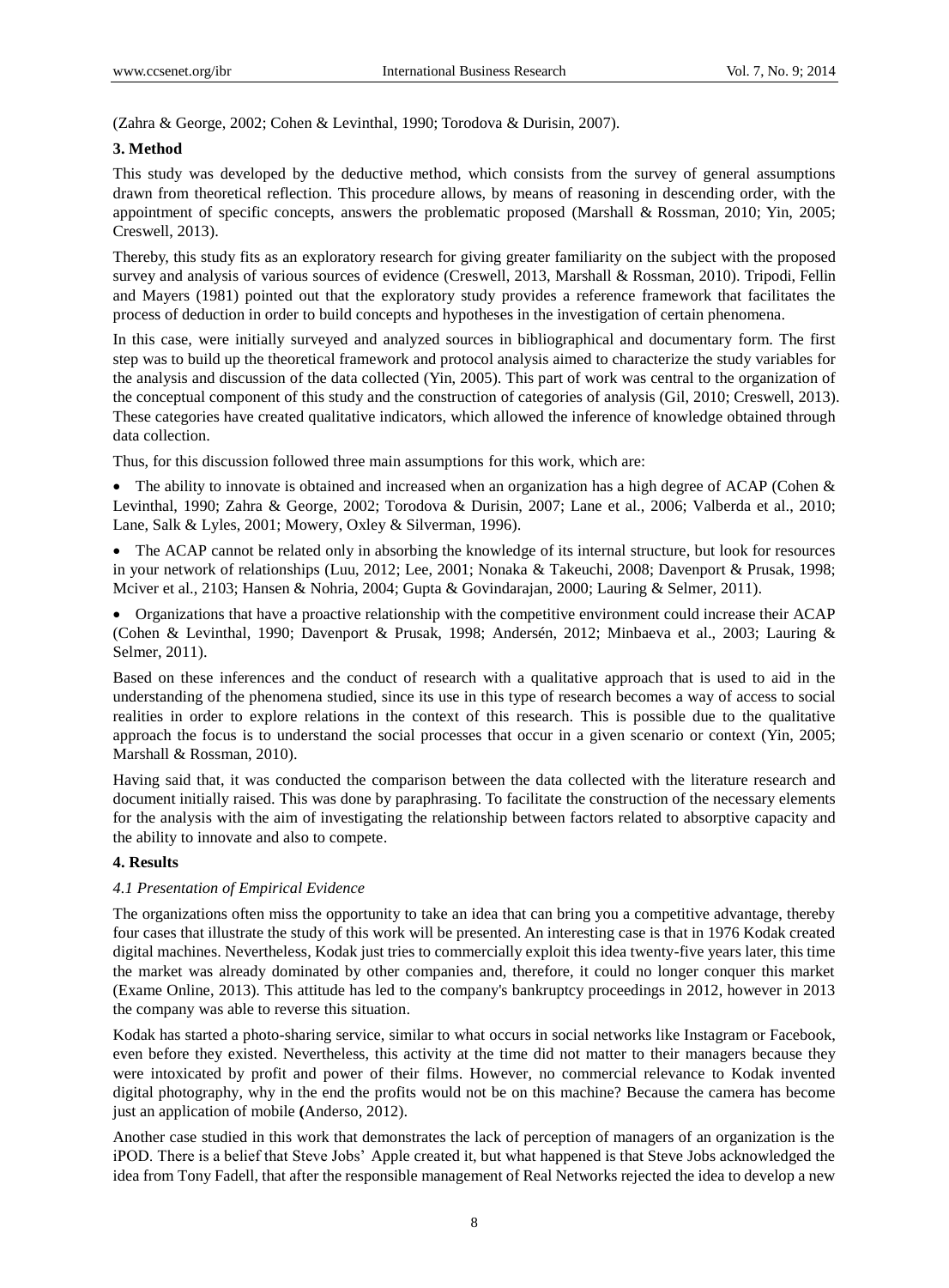(Zahra & George, 2002; Cohen & Levinthal, 1990; Torodova & Durisin, 2007).

### 3. Method

This study was developed by the deductive method, which consists from the survey of general assumptions drawn from theoretical reflection. This procedure allows, by means of reasoning in descending order, with the appointment of specific concepts, answers the problematic proposed (Marshall & Rossman, 2010; Yin, 2005; Creswell, 2013).

Thereby, this study fits as an exploratory research for giving greater familiarity on the subject with the proposed survey and analysis of various sources of evidence (Creswell, 2013, Marshall & Rossman, 2010). Tripodi, Fellin and Mayers (1981) pointed out that the exploratory study provides a reference framework that facilitates the process of deduction in order to build concepts and hypotheses in the investigation of certain phenomena.

In this case, were initially surveyed and analyzed sources in bibliographical and documentary form. The first step was to build up the theoretical framework and protocol analysis aimed to characterize the study variables for the analysis and discussion of the data collected (Yin, 2005). This part of work was central to the organization of the conceptual component of this study and the construction of categories of analysis (Gil, 2010; Creswell, 2013). These categories have created qualitative indicators, which allowed the inference of knowledge obtained through data collection.

Thus, for this discussion followed three main assumptions for this work, which are:

- The ability to innovate is obtained and increased when an organization has a high degree of ACAP (Cohen & Levinthal, 1990; Zahra & George, 2002; Torodova & Durisin, 2007; Lane et al., 2006; Valberda et al., 2010; Lane, Salk & Lyles, 2001; Mowery, Oxley & Silverman, 1996).
- The ACAP cannot be related only in absorbing the knowledge of its internal structure, but look for resources in your network of relationships (Luu, 2012; Lee, 2001; Nonaka & Takeuchi, 2008; Davenport & Prusak, 1998; Mciver et al., 2103; Hansen & Nohria, 2004; Gupta & Govindarajan, 2000; Lauring & Selmer, 2011).
- Organizations that have a proactive relationship with the competitive environment could increase their ACAP (Cohen & Levinthal, 1990; Davenport & Prusak, 1998; Andersén, 2012; Minbaeva et al., 2003; Lauring & Selmer, 2011).

Based on these inferences and the conduct of research with a qualitative approach that is used to aid in the understanding of the phenomena studied, since its use in this type of research becomes a way of access to social realities in order to explore relations in the context of this research. This is possible due to the qualitative approach the focus is to understand the social processes that occur in a given scenario or context (Yin, 2005; Marshall & Rossman, 2010).

Having said that, it was conducted the comparison between the data collected with the literature research and document initially raised. This was done by paraphrasing. To facilitate the construction of the necessary elements for the analysis with the aim of investigating the relationship between factors related to absorptive capacity and the ability to innovate and also to compete.

### 4. Results

#### *4.1 Presentation of Empirical Evidence*

The organizations often miss the opportunity to take an idea that can bring you a competitive advantage, thereby four cases that illustrate the study of this work will be presented. An interesting case is that in 1976 Kodak created digital machines. Nevertheless, Kodak just tries to commercially exploit this idea twenty-five years later, this time the market was already dominated by other companies and, therefore, it could no longer conquer this market (Exame Online, 2013). This attitude has led to the company's bankruptcy proceedings in 2012, however in 2013 the company was able to reverse this situation.

Kodak has started a photo-sharing service, similar to what occurs in social networks like Instagram or Facebook, even before they existed. Nevertheless, this activity at the time did not matter to their managers because they were intoxicated by profit and power of their films. However, no commercial relevance to Kodak invented digital photography, why in the end the profits would not be on this machine? Because the camera has become just an application of mobile (Anderso, 2012).

Another case studied in this work that demonstrates the lack of perception of managers of an organization is the iPOD. There is a belief that Steve Jobs' Apple created it, but what happened is that Steve Jobs acknowledged the idea from Tony Fadell, that after the responsible management of Real Networks rejected the idea to develop a new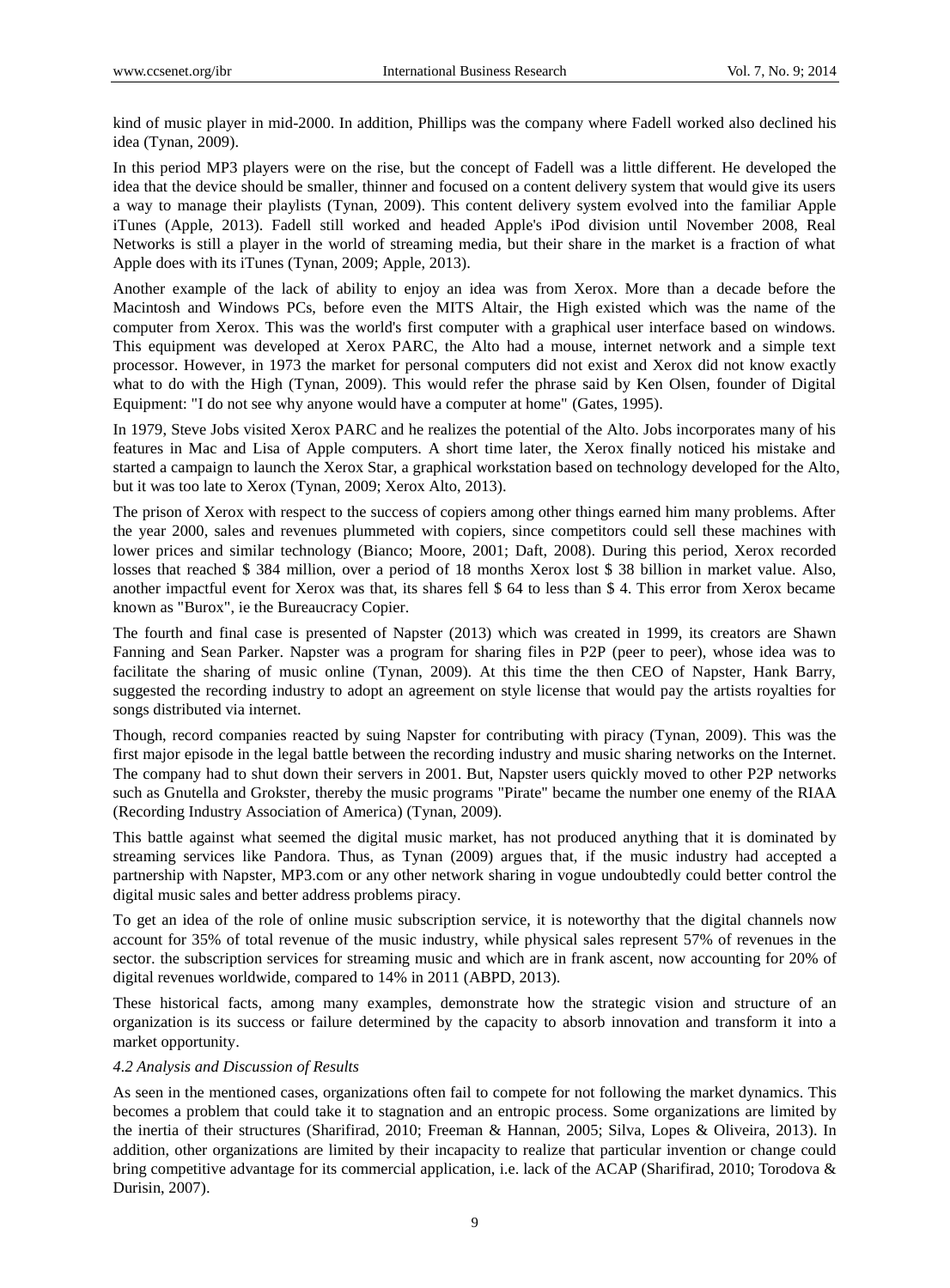kind of music player in mid-2000. In addition, Phillips was the company where Fadell worked also declined his idea (Tynan, 2009).

In this period MP3 players were on the rise, but the concept of Fadell was a little different. He developed the idea that the device should be smaller, thinner and focused on a content delivery system that would give its users a way to manage their playlists (Tynan, 2009). This content delivery system evolved into the familiar Apple iTunes (Apple, 2013). Fadell still worked and headed Apple's iPod division until November 2008, Real Networks is still a player in the world of streaming media, but their share in the market is a fraction of what Apple does with its iTunes (Tynan, 2009; Apple, 2013).

Another example of the lack of ability to enjoy an idea was from Xerox. More than a decade before the Macintosh and Windows PCs, before even the MITS Altair, the High existed which was the name of the computer from Xerox. This was the world's first computer with a graphical user interface based on windows. This equipment was developed at Xerox PARC, the Alto had a mouse, internet network and a simple text processor. However, in 1973 the market for personal computers did not exist and Xerox did not know exactly what to do with the High (Tynan, 2009). This would refer the phrase said by Ken Olsen, founder of Digital Equipment: "I do not see why anyone would have a computer at home" (Gates, 1995).

In 1979, Steve Jobs visited Xerox PARC and he realizes the potential of the Alto. Jobs incorporates many of his features in Mac and Lisa of Apple computers. A short time later, the Xerox finally noticed his mistake and started a campaign to launch the Xerox Star, a graphical workstation based on technology developed for the Alto, but it was too late to Xerox (Tynan, 2009; Xerox Alto, 2013).

The prison of Xerox with respect to the success of copiers among other things earned him many problems. After the year 2000, sales and revenues plummeted with copiers, since competitors could sell these machines with lower prices and similar technology (Bianco; Moore, 2001; Daft, 2008). During this period, Xerox recorded losses that reached $ 384 million, over a period of 18 months Xerox lost $ 38 billion in market value. Also, another impactful event for Xerox was that, its shares fell $ 64 to less than $ 4. This error from Xerox became known as "Burox", ie the Bureaucracy Copier.

The fourth and final case is presented of Napster (2013) which was created in 1999, its creators are Shawn Fanning and Sean Parker. Napster was a program for sharing files in P2P (peer to peer), whose idea was to facilitate the sharing of music online (Tynan, 2009). At this time the then CEO of Napster, Hank Barry, suggested the recording industry to adopt an agreement on style license that would pay the artists royalties for songs distributed via internet.

Though, record companies reacted by suing Napster for contributing with piracy (Tynan, 2009). This was the first major episode in the legal battle between the recording industry and music sharing networks on the Internet. The company had to shut down their servers in 2001. But, Napster users quickly moved to other P2P networks such as Gnutella and Grokster, thereby the music programs "Pirate" became the number one enemy of the RIAA (Recording Industry Association of America) (Tynan, 2009).

This battle against what seemed the digital music market, has not produced anything that it is dominated by streaming services like Pandora. Thus, as Tynan (2009) argues that, if the music industry had accepted a partnership with Napster, MP3.com or any other network sharing in vogue undoubtedly could better control the digital music sales and better address problems piracy.

To get an idea of the role of online music subscription service, it is noteworthy that the digital channels now account for 35% of total revenue of the music industry, while physical sales represent 57% of revenues in the sector. the subscription services for streaming music and which are in frank ascent, now accounting for 20% of digital revenues worldwide, compared to 14% in 2011 (ABPD, 2013).

These historical facts, among many examples, demonstrate how the strategic vision and structure of an organization is its success or failure determined by the capacity to absorb innovation and transform it into a market opportunity.

*4.2 Analysis and Discussion of Results*

As seen in the mentioned cases, organizations often fail to compete for not following the market dynamics. This becomes a problem that could take it to stagnation and an entropic process. Some organizations are limited by the inertia of their structures (Sharifirad, 2010; Freeman & Hannan, 2005; Silva, Lopes & Oliveira, 2013). In addition, other organizations are limited by their incapacity to realize that particular invention or change could bring competitive advantage for its commercial application, i.e. lack of the ACAP (Sharifirad, 2010; Torodova & Durisin, 2007).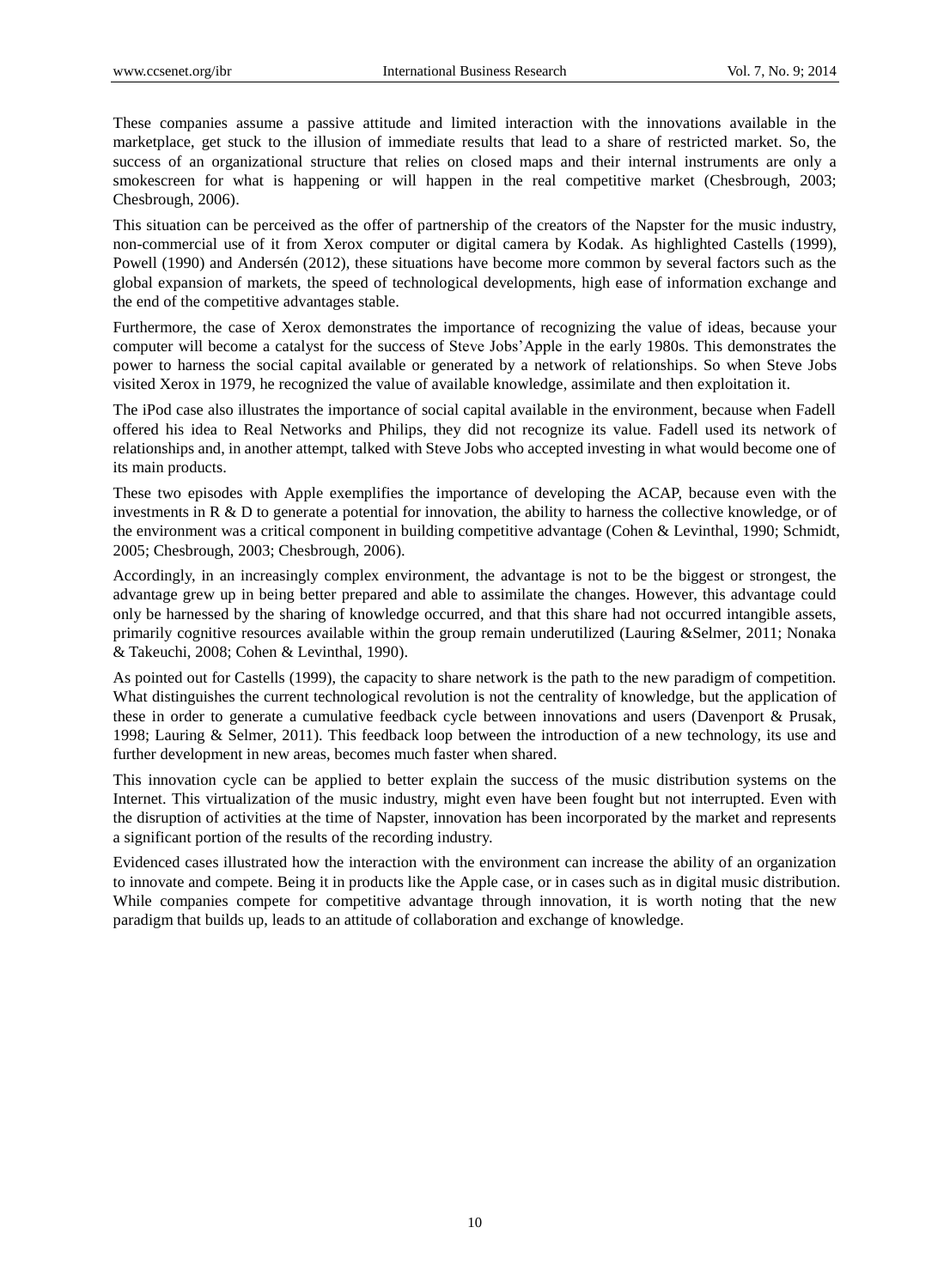These companies assume a passive attitude and limited interaction with the innovations available in the marketplace, get stuck to the illusion of immediate results that lead to a share of restricted market. So, the success of an organizational structure that relies on closed maps and their internal instruments are only a smokescreen for what is happening or will happen in the real competitive market (Chesbrough, 2003; Chesbrough, 2006).

This situation can be perceived as the offer of partnership of the creators of the Napster for the music industry, non-commercial use of it from Xerox computer or digital camera by Kodak. As highlighted Castells (1999), Powell (1990) and Andersén (2012), these situations have become more common by several factors such as the global expansion of markets, the speed of technological developments, high ease of information exchange and the end of the competitive advantages stable.

Furthermore, the case of Xerox demonstrates the importance of recognizing the value of ideas, because your computer will become a catalyst for the success of Steve Jobs'Apple in the early 1980s. This demonstrates the power to harness the social capital available or generated by a network of relationships. So when Steve Jobs visited Xerox in 1979, he recognized the value of available knowledge, assimilate and then exploitation it.

The iPod case also illustrates the importance of social capital available in the environment, because when Fadell offered his idea to Real Networks and Philips, they did not recognize its value. Fadell used its network of relationships and, in another attempt, talked with Steve Jobs who accepted investing in what would become one of its main products.

These two episodes with Apple exemplifies the importance of developing the ACAP, because even with the investments in R & D to generate a potential for innovation, the ability to harness the collective knowledge, or of the environment was a critical component in building competitive advantage (Cohen & Levinthal, 1990; Schmidt, 2005; Chesbrough, 2003; Chesbrough, 2006).

Accordingly, in an increasingly complex environment, the advantage is not to be the biggest or strongest, the advantage grew up in being better prepared and able to assimilate the changes. However, this advantage could only be harnessed by the sharing of knowledge occurred, and that this share had not occurred intangible assets, primarily cognitive resources available within the group remain underutilized (Lauring &Selmer, 2011; Nonaka & Takeuchi, 2008; Cohen & Levinthal, 1990).

As pointed out for Castells (1999), the capacity to share network is the path to the new paradigm of competition. What distinguishes the current technological revolution is not the centrality of knowledge, but the application of these in order to generate a cumulative feedback cycle between innovations and users (Davenport & Prusak, 1998; Lauring & Selmer, 2011). This feedback loop between the introduction of a new technology, its use and further development in new areas, becomes much faster when shared.

This innovation cycle can be applied to better explain the success of the music distribution systems on the Internet. This virtualization of the music industry, might even have been fought but not interrupted. Even with the disruption of activities at the time of Napster, innovation has been incorporated by the market and represents a significant portion of the results of the recording industry.

Evidenced cases illustrated how the interaction with the environment can increase the ability of an organization to innovate and compete. Being it in products like the Apple case, or in cases such as in digital music distribution. While companies compete for competitive advantage through innovation, it is worth noting that the new paradigm that builds up, leads to an attitude of collaboration and exchange of knowledge.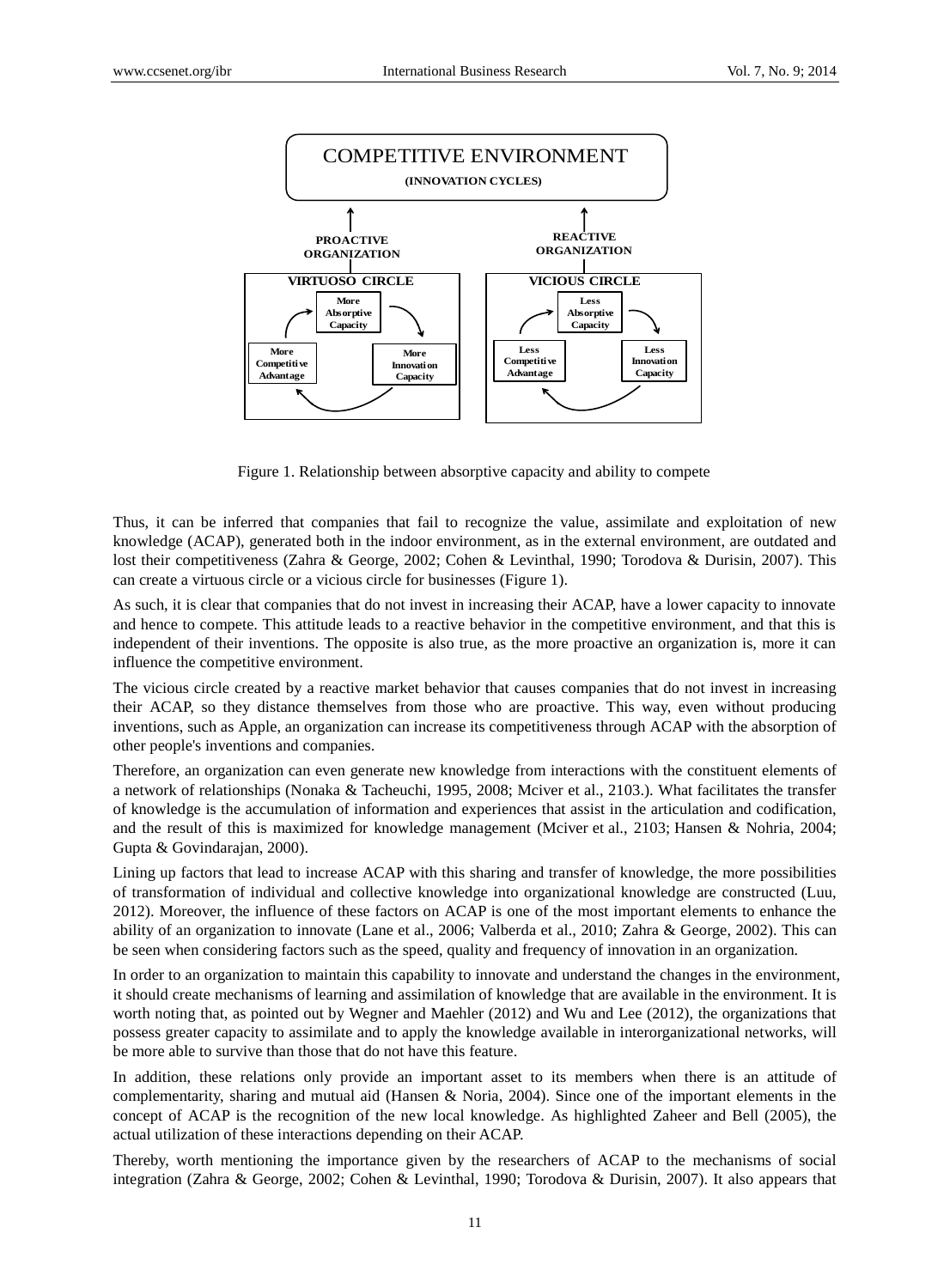COMPETITIVE ENVIRONMENT

(INNOVATION CYCLES)

| PROACTIVE ORGANIZATION | REACTIVE ORGANIZATION |
|---|---|
| VIRTUOSO CIRCLE | VICIOUS CIRCLE |
| More Absorptive Capacity → More Innovation Capacity → More Competitive Advantage | Less Absorptive Capacity → Less Innovation Capacity → Less Competitive Advantage |

Figure 1. Relationship between absorptive capacity and ability to compete

Thus, it can be inferred that companies that fail to recognize the value, assimilate and exploitation of new knowledge (ACAP), generated both in the indoor environment, as in the external environment, are outdated and lost their competitiveness (Zahra & George, 2002; Cohen & Levinthal, 1990; Torodova & Durisin, 2007). This can create a virtuous circle or a vicious circle for businesses (Figure 1).

As such, it is clear that companies that do not invest in increasing their ACAP, have a lower capacity to innovate and hence to compete. This attitude leads to a reactive behavior in the competitive environment, and that this is independent of their inventions. The opposite is also true, as the more proactive an organization is, more it can influence the competitive environment.

The vicious circle created by a reactive market behavior that causes companies that do not invest in increasing their ACAP, so they distance themselves from those who are proactive. This way, even without producing inventions, such as Apple, an organization can increase its competitiveness through ACAP with the absorption of other people's inventions and companies.

Therefore, an organization can even generate new knowledge from interactions with the constituent elements of a network of relationships (Nonaka & Tacheuchi, 1995, 2008; Mciver et al., 2103.). What facilitates the transfer of knowledge is the accumulation of information and experiences that assist in the articulation and codification, and the result of this is maximized for knowledge management (Mciver et al., 2103; Hansen & Nohria, 2004; Gupta & Govindarajan, 2000).

Lining up factors that lead to increase ACAP with this sharing and transfer of knowledge, the more possibilities of transformation of individual and collective knowledge into organizational knowledge are constructed (Luu, 2012). Moreover, the influence of these factors on ACAP is one of the most important elements to enhance the ability of an organization to innovate (Lane et al., 2006; Valberda et al., 2010; Zahra & George, 2002). This can be seen when considering factors such as the speed, quality and frequency of innovation in an organization.

In order to an organization to maintain this capability to innovate and understand the changes in the environment, it should create mechanisms of learning and assimilation of knowledge that are available in the environment. It is worth noting that, as pointed out by Wegner and Maehler (2012) and Wu and Lee (2012), the organizations that possess greater capacity to assimilate and to apply the knowledge available in interorganizational networks, will be more able to survive than those that do not have this feature.

In addition, these relations only provide an important asset to its members when there is an attitude of complementarity, sharing and mutual aid (Hansen & Noria, 2004). Since one of the important elements in the concept of ACAP is the recognition of the new local knowledge. As highlighted Zaheer and Bell (2005), the actual utilization of these interactions depending on their ACAP.

Thereby, worth mentioning the importance given by the researchers of ACAP to the mechanisms of social integration (Zahra & George, 2002; Cohen & Levinthal, 1990; Torodova & Durisin, 2007). It also appears that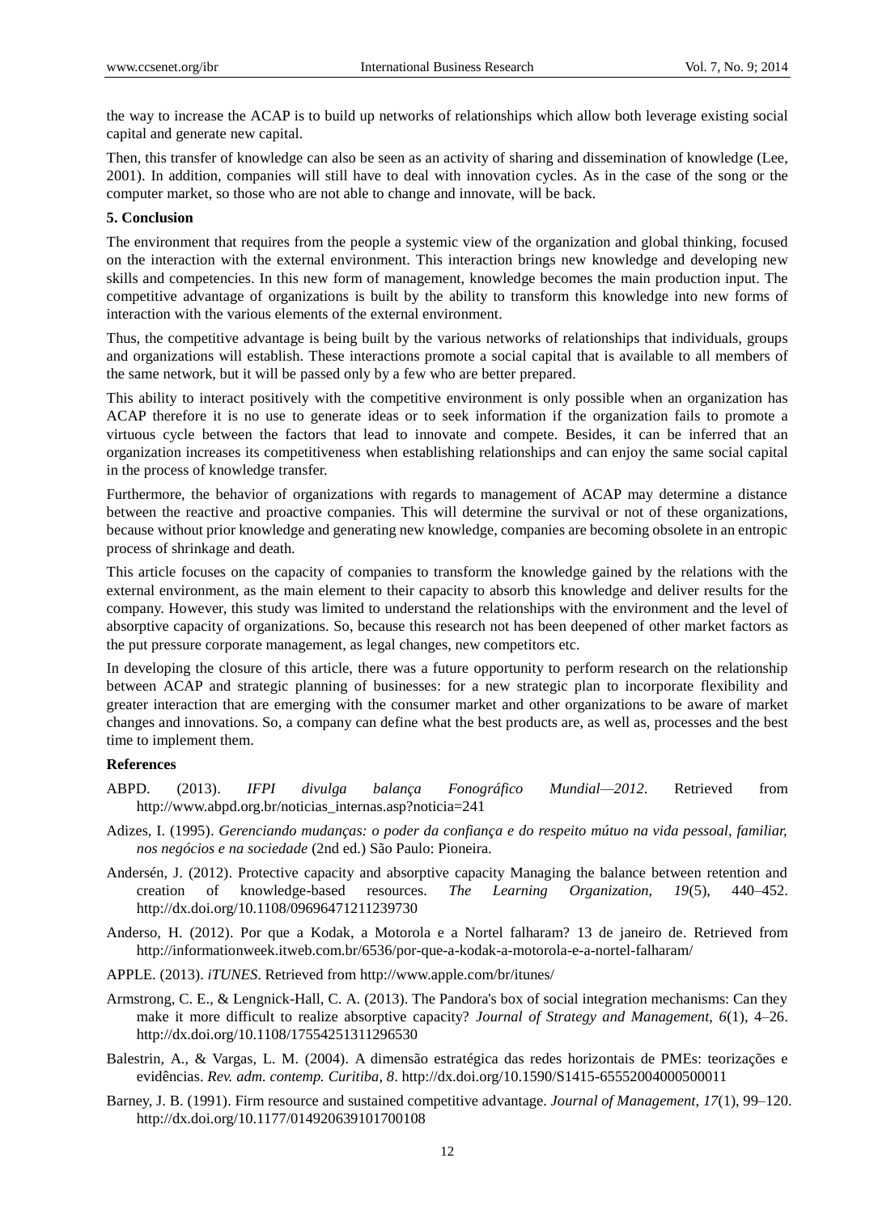the way to increase the ACAP is to build up networks of relationships which allow both leverage existing social capital and generate new capital.

Then, this transfer of knowledge can also be seen as an activity of sharing and dissemination of knowledge (Lee, 2001). In addition, companies will still have to deal with innovation cycles. As in the case of the song or the computer market, so those who are not able to change and innovate, will be back.

## 5. Conclusion

The environment that requires from the people a systemic view of the organization and global thinking, focused on the interaction with the external environment. This interaction brings new knowledge and developing new skills and competencies. In this new form of management, knowledge becomes the main production input. The competitive advantage of organizations is built by the ability to transform this knowledge into new forms of interaction with the various elements of the external environment.

Thus, the competitive advantage is being built by the various networks of relationships that individuals, groups and organizations will establish. These interactions promote a social capital that is available to all members of the same network, but it will be passed only by a few who are better prepared.

This ability to interact positively with the competitive environment is only possible when an organization has ACAP therefore it is no use to generate ideas or to seek information if the organization fails to promote a virtuous cycle between the factors that lead to innovate and compete. Besides, it can be inferred that an organization increases its competitiveness when establishing relationships and can enjoy the same social capital in the process of knowledge transfer.

Furthermore, the behavior of organizations with regards to management of ACAP may determine a distance between the reactive and proactive companies. This will determine the survival or not of these organizations, because without prior knowledge and generating new knowledge, companies are becoming obsolete in an entropic process of shrinkage and death.

This article focuses on the capacity of companies to transform the knowledge gained by the relations with the external environment, as the main element to their capacity to absorb this knowledge and deliver results for the company. However, this study was limited to understand the relationships with the environment and the level of absorptive capacity of organizations. So, because this research not has been deepened of other market factors as the put pressure corporate management, as legal changes, new competitors etc.

In developing the closure of this article, there was a future opportunity to perform research on the relationship between ACAP and strategic planning of businesses: for a new strategic plan to incorporate flexibility and greater interaction that are emerging with the consumer market and other organizations to be aware of market changes and innovations. So, a company can define what the best products are, as well as, processes and the best time to implement them.

## References

ABPD. (2013). *IFPI divulga balança Fonográfico Mundial—2012*. Retrieved from http://www.abpd.org.br/noticias_internas.asp?noticia=241

Adizes, I. (1995). *Gerenciando mudanças: o poder da confiança e do respeito mútuo na vida pessoal, familiar, nos negócios e na sociedade* (2nd ed.) São Paulo: Pioneira.

Andersén, J. (2012). Protective capacity and absorptive capacity Managing the balance between retention and creation of knowledge-based resources. *The Learning Organization, 19*(5), 440–452. http://dx.doi.org/10.1108/09696471211239730

Anderso, H. (2012). Por que a Kodak, a Motorola e a Nortel falharam? 13 de janeiro de. Retrieved from http://informationweek.itweb.com.br/6536/por-que-a-kodak-a-motorola-e-a-nortel-falharam/

APPLE. (2013). *iTUNES*. Retrieved from http://www.apple.com/br/itunes/

Armstrong, C. E., & Lengnick-Hall, C. A. (2013). The Pandora's box of social integration mechanisms: Can they make it more difficult to realize absorptive capacity? *Journal of Strategy and Management, 6*(1), 4–26. http://dx.doi.org/10.1108/17554251311296530

Balestrin, A., & Vargas, L. M. (2004). A dimensão estratégica das redes horizontais de PMEs: teorizações e evidências. *Rev. adm. contemp. Curitiba, 8*. http://dx.doi.org/10.1590/S1415-65552004000500011

Barney, J. B. (1991). Firm resource and sustained competitive advantage. *Journal of Management, 17*(1), 99–120. http://dx.doi.org/10.1177/014920639101700108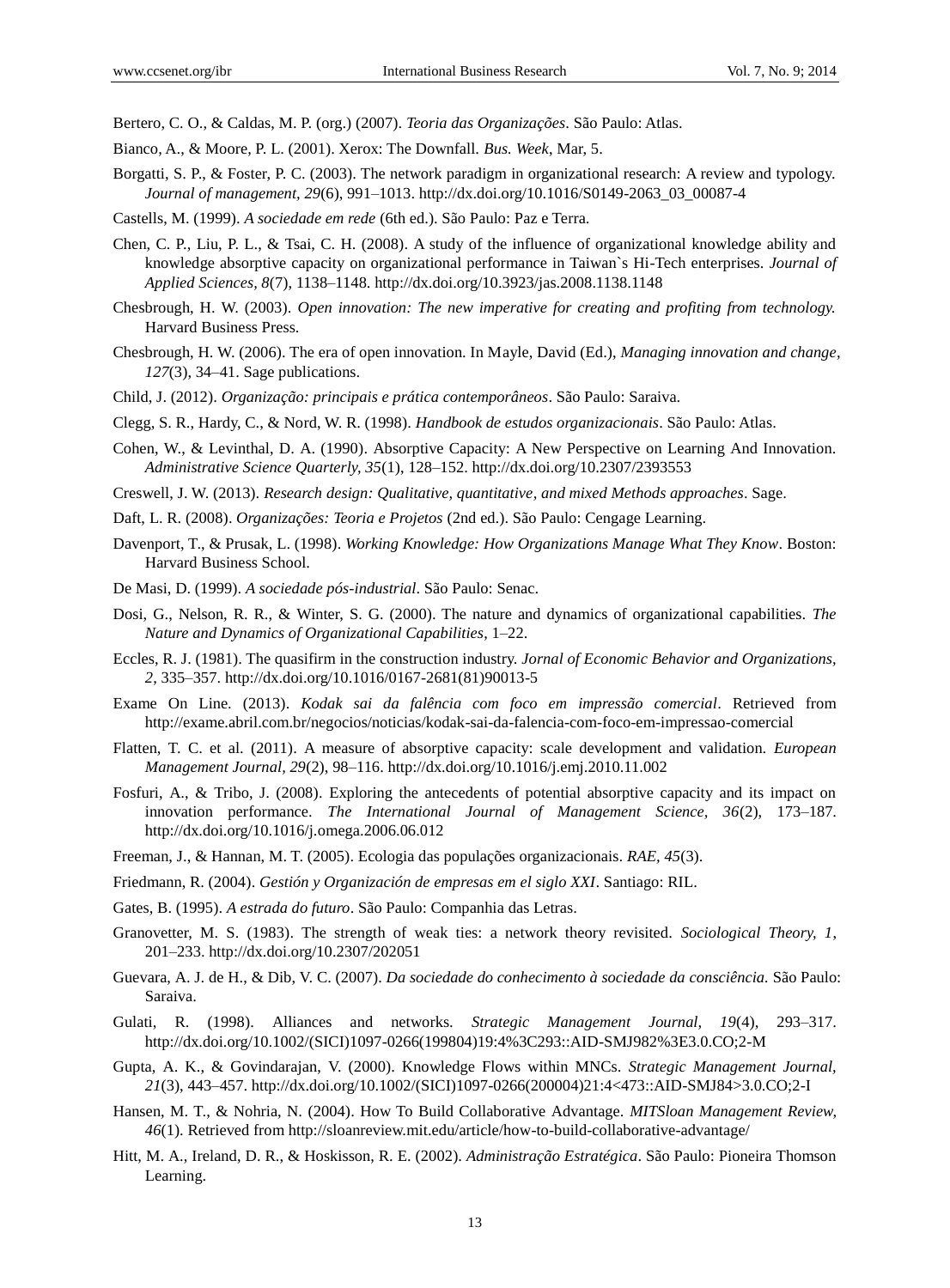Bertero, C. O., & Caldas, M. P. (org.) (2007). *Teoria das Organizações*. São Paulo: Atlas.

Bianco, A., & Moore, P. L. (2001). Xerox: The Downfall. *Bus. Week*, Mar, 5.

Borgatti, S. P., & Foster, P. C. (2003). The network paradigm in organizational research: A review and typology. *Journal of management*, *29*(6), 991–1013. http://dx.doi.org/10.1016/S0149-2063_03_00087-4

Castells, M. (1999). *A sociedade em rede* (6th ed.). São Paulo: Paz e Terra.

Chen, C. P., Liu, P. L., & Tsai, C. H. (2008). A study of the influence of organizational knowledge ability and knowledge absorptive capacity on organizational performance in Taiwan`s Hi-Tech enterprises. *Journal of Applied Sciences*, *8*(7), 1138–1148. http://dx.doi.org/10.3923/jas.2008.1138.1148

Chesbrough, H. W. (2003). *Open innovation: The new imperative for creating and profiting from technology.* Harvard Business Press.

Chesbrough, H. W. (2006). The era of open innovation. In Mayle, David (Ed.), *Managing innovation and change, 127*(3), 34–41. Sage publications.

Child, J. (2012). *Organização: principais e prática contemporâneos*. São Paulo: Saraiva.

Clegg, S. R., Hardy, C., & Nord, W. R. (1998). *Handbook de estudos organizacionais*. São Paulo: Atlas.

Cohen, W., & Levinthal, D. A. (1990). Absorptive Capacity: A New Perspective on Learning And Innovation. *Administrative Science Quarterly*, *35*(1), 128–152. http://dx.doi.org/10.2307/2393553

Creswell, J. W. (2013). *Research design: Qualitative, quantitative, and mixed Methods approaches*. Sage.

Daft, L. R. (2008). *Organizações: Teoria e Projetos* (2nd ed.). São Paulo: Cengage Learning.

Davenport, T., & Prusak, L. (1998). *Working Knowledge: How Organizations Manage What They Know*. Boston: Harvard Business School.

De Masi, D. (1999). *A sociedade pós-industrial*. São Paulo: Senac.

Dosi, G., Nelson, R. R., & Winter, S. G. (2000). The nature and dynamics of organizational capabilities. *The Nature and Dynamics of Organizational Capabilities*, 1–22.

Eccles, R. J. (1981). The quasifirm in the construction industry. *Jornal of Economic Behavior and Organizations, 2*, 335–357. http://dx.doi.org/10.1016/0167-2681(81)90013-5

Exame On Line. (2013). *Kodak sai da falência com foco em impressão comercial*. Retrieved from http://exame.abril.com.br/negocios/noticias/kodak-sai-da-falencia-com-foco-em-impressao-comercial

Flatten, T. C. et al. (2011). A measure of absorptive capacity: scale development and validation. *European Management Journal, 29*(2), 98–116. http://dx.doi.org/10.1016/j.emj.2010.11.002

Fosfuri, A., & Tribo, J. (2008). Exploring the antecedents of potential absorptive capacity and its impact on innovation performance. *The International Journal of Management Science, 36*(2), 173–187. http://dx.doi.org/10.1016/j.omega.2006.06.012

Freeman, J., & Hannan, M. T. (2005). Ecologia das populações organizacionais. *RAE, 45*(3).

Friedmann, R. (2004). *Gestión y Organización de empresas em el siglo XXI*. Santiago: RIL.

Gates, B. (1995). *A estrada do futuro*. São Paulo: Companhia das Letras.

Granovetter, M. S. (1983). The strength of weak ties: a network theory revisited. *Sociological Theory, 1*, 201–233. http://dx.doi.org/10.2307/202051

Guevara, A. J. de H., & Dib, V. C. (2007). *Da sociedade do conhecimento à sociedade da consciência.* São Paulo: Saraiva.

Gulati, R. (1998). Alliances and networks. *Strategic Management Journal, 19*(4), 293–317. http://dx.doi.org/10.1002/(SICI)1097-0266(199804)19:4%3C293::AID-SMJ982%3E3.0.CO;2-M

Gupta, A. K., & Govindarajan, V. (2000). Knowledge Flows within MNCs. *Strategic Management Journal, 21*(3), 443–457. http://dx.doi.org/10.1002/(SICI)1097-0266(200004)21:4<473::AID-SMJ84>3.0.CO;2-I

Hansen, M. T., & Nohria, N. (2004). How To Build Collaborative Advantage. *MITSloan Management Review, 46*(1). Retrieved from http://sloanreview.mit.edu/article/how-to-build-collaborative-advantage/

Hitt, M. A., Ireland, D. R., & Hoskisson, R. E. (2002). *Administração Estratégica*. São Paulo: Pioneira Thomson Learning.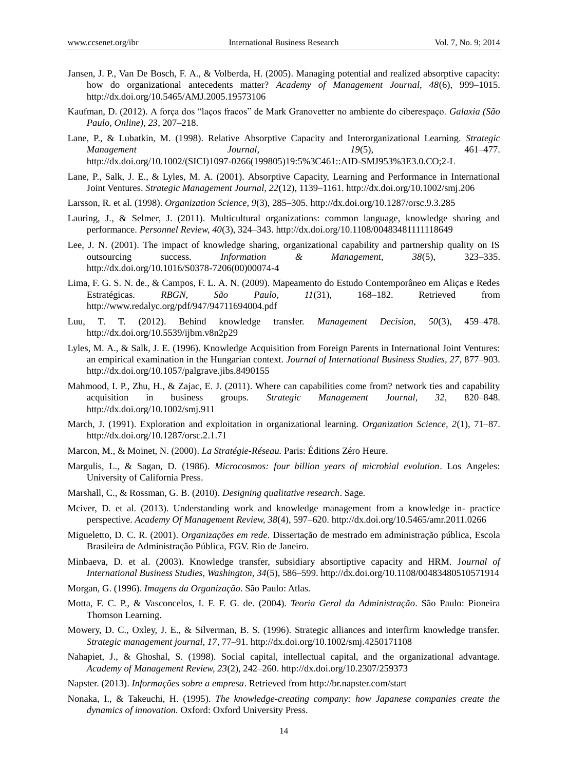Jansen, J. P., Van De Bosch, F. A., & Volberda, H. (2005). Managing potential and realized absorptive capacity: how do organizational antecedents matter? *Academy of Management Journal, 48*(6), 999–1015. http://dx.doi.org/10.5465/AMJ.2005.19573106

Kaufman, D. (2012). A força dos "laços fracos" de Mark Granovetter no ambiente do ciberespaço. *Galaxia (São Paulo, Online), 23*, 207–218.

Lane, P., & Lubatkin, M. (1998). Relative Absorptive Capacity and Interorganizational Learning. *Strategic Management Journal, 19*(5), 461–477. http://dx.doi.org/10.1002/(SICI)1097-0266(199805)19:5%3C461::AID-SMJ953%3E3.0.CO;2-L

Lane, P., Salk, J. E., & Lyles, M. A. (2001). Absorptive Capacity, Learning and Performance in International Joint Ventures. *Strategic Management Journal, 22*(12), 1139–1161. http://dx.doi.org/10.1002/smj.206

Larsson, R. et al. (1998). *Organization Science, 9*(3), 285–305. http://dx.doi.org/10.1287/orsc.9.3.285

Lauring, J., & Selmer, J. (2011). Multicultural organizations: common language, knowledge sharing and performance. *Personnel Review, 40*(3), 324–343. http://dx.doi.org/10.1108/00483481111118649

Lee, J. N. (2001). The impact of knowledge sharing, organizational capability and partnership quality on IS outsourcing success. *Information & Management, 38*(5), 323–335. http://dx.doi.org/10.1016/S0378-7206(00)00074-4

Lima, F. G. S. N. de., & Campos, F. L. A. N. (2009). Mapeamento do Estudo Contemporâneo em Aliças e Redes Estratégicas. *RBGN, São Paulo, 11*(31), 168–182. Retrieved from http://www.redalyc.org/pdf/947/94711694004.pdf

Luu, T. T. (2012). Behind knowledge transfer. *Management Decision, 50*(3), 459–478. http://dx.doi.org/10.5539/ijbm.v8n2p29

Lyles, M. A., & Salk, J. E. (1996). Knowledge Acquisition from Foreign Parents in International Joint Ventures: an empirical examination in the Hungarian context. *Journal of International Business Studies, 27*, 877–903. http://dx.doi.org/10.1057/palgrave.jibs.8490155

Mahmood, I. P., Zhu, H., & Zajac, E. J. (2011). Where can capabilities come from? network ties and capability acquisition in business groups. *Strategic Management Journal, 32*, 820–848. http://dx.doi.org/10.1002/smj.911

March, J. (1991). Exploration and exploitation in organizational learning. *Organization Science, 2*(1), 71–87. http://dx.doi.org/10.1287/orsc.2.1.71

Marcon, M., & Moinet, N. (2000). *La Stratégie-Réseau.* Paris: Éditions Zéro Heure.

Margulis, L., & Sagan, D. (1986). *Microcosmos: four billion years of microbial evolution*. Los Angeles: University of California Press.

Marshall, C., & Rossman, G. B. (2010). *Designing qualitative research*. Sage.

Mciver, D. et al. (2013). Understanding work and knowledge management from a knowledge in- practice perspective. *Academy Of Management Review, 38*(4), 597–620. http://dx.doi.org/10.5465/amr.2011.0266

Migueletto, D. C. R. (2001). *Organizações em rede*. Dissertação de mestrado em administração pública, Escola Brasileira de Administração Pública, FGV. Rio de Janeiro.

Minbaeva, D. et al. (2003). Knowledge transfer, subsidiary absortiptive capacity and HRM. *Journal of International Business Studies, Washington, 34*(5), 586–599. http://dx.doi.org/10.1108/00483480510571914

Morgan, G. (1996). *Imagens da Organização*. São Paulo: Atlas.

Motta, F. C. P., & Vasconcelos, I. F. F. G. de. (2004). *Teoria Geral da Administração*. São Paulo: Pioneira Thomson Learning.

Mowery, D. C., Oxley, J. E., & Silverman, B. S. (1996). Strategic alliances and interfirm knowledge transfer. *Strategic management journal, 17*, 77–91. http://dx.doi.org/10.1002/smj.4250171108

Nahapiet, J., & Ghoshal, S. (1998). Social capital, intellectual capital, and the organizational advantage. *Academy of Management Review, 23*(2), 242–260. http://dx.doi.org/10.2307/259373

Napster. (2013). *Informações sobre a empresa*. Retrieved from http://br.napster.com/start

Nonaka, I., & Takeuchi, H. (1995). *The knowledge-creating company: how Japanese companies create the dynamics of innovation.* Oxford: Oxford University Press.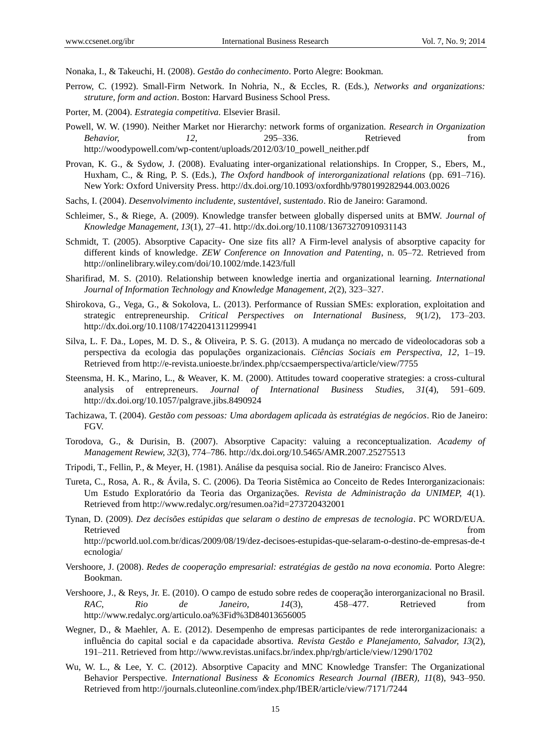Nonaka, I., & Takeuchi, H. (2008). *Gestão do conhecimento*. Porto Alegre: Bookman.

Perrow, C. (1992). Small-Firm Network. In Nohria, N., & Eccles, R. (Eds.), *Networks and organizations: struture, form and action*. Boston: Harvard Business School Press.

Porter, M. (2004). *Estrategia competitiva.* Elsevier Brasil.

Powell, W. W. (1990). Neither Market nor Hierarchy: network forms of organization. *Research in Organization Behavior, 12*, 295–336. Retrieved from http://woodypowell.com/wp-content/uploads/2012/03/10_powell_neither.pdf

Provan, K. G., & Sydow, J. (2008). Evaluating inter-organizational relationships. In Cropper, S., Ebers, M., Huxham, C., & Ring, P. S. (Eds.), *The Oxford handbook of interorganizational relations* (pp. 691–716). New York: Oxford University Press. http://dx.doi.org/10.1093/oxfordhb/9780199282944.003.0026

Sachs, I. (2004). *Desenvolvimento includente, sustentável, sustentado*. Rio de Janeiro: Garamond.

Schleimer, S., & Riege, A. (2009). Knowledge transfer between globally dispersed units at BMW. *Journal of Knowledge Management, 13*(1), 27–41. http://dx.doi.org/10.1108/13673270910931143

Schmidt, T. (2005). Absorptive Capacity- One size fits all? A Firm-level analysis of absorptive capacity for different kinds of knowledge. *ZEW Conference on Innovation and Patenting*, n. 05–72. Retrieved from http://onlinelibrary.wiley.com/doi/10.1002/mde.1423/full

Sharifirad, M. S. (2010). Relationship between knowledge inertia and organizational learning. *International Journal of Information Technology and Knowledge Management, 2*(2), 323–327.

Shirokova, G., Vega, G., & Sokolova, L. (2013). Performance of Russian SMEs: exploration, exploitation and strategic entrepreneurship. *Critical Perspectives on International Business, 9*(1/2), 173–203. http://dx.doi.org/10.1108/17422041311299941

Silva, L. F. Da., Lopes, M. D. S., & Oliveira, P. S. G. (2013). A mudança no mercado de videolocadoras sob a perspectiva da ecologia das populações organizacionais. *Ciências Sociais em Perspectiva, 12*, 1–19. Retrieved from http://e-revista.unioeste.br/index.php/ccsaemperspectiva/article/view/7755

Steensma, H. K., Marino, L., & Weaver, K. M. (2000). Attitudes toward cooperative strategies: a cross-cultural analysis of entrepreneurs. *Journal of International Business Studies, 31*(4), 591–609. http://dx.doi.org/10.1057/palgrave.jibs.8490924

Tachizawa, T. (2004). *Gestão com pessoas: Uma abordagem aplicada às estratégias de negócios*. Rio de Janeiro: FGV.

Torodova, G., & Durisin, B. (2007). Absorptive Capacity: valuing a reconceptualization. *Academy of Management Rewiew, 32*(3), 774–786. http://dx.doi.org/10.5465/AMR.2007.25275513

Tripodi, T., Fellin, P., & Meyer, H. (1981). Análise da pesquisa social. Rio de Janeiro: Francisco Alves.

Tureta, C., Rosa, A. R., & Ávila, S. C. (2006). Da Teoria Sistêmica ao Conceito de Redes Interorganizacionais: Um Estudo Exploratório da Teoria das Organizações. *Revista de Administração da UNIMEP, 4*(1). Retrieved from http://www.redalyc.org/resumen.oa?id=273720432001

Tynan, D. (2009). *Dez decisões estúpidas que selaram o destino de empresas de tecnologia*. PC WORD/EUA. Retrieved from http://pcworld.uol.com.br/dicas/2009/08/19/dez-decisoes-estupidas-que-selaram-o-destino-de-empresas-de-tecnologia/

Vershoore, J. (2008). *Redes de cooperação empresarial: estratégias de gestão na nova economia.* Porto Alegre: Bookman.

Vershoore, J., & Reys, Jr. E. (2010). O campo de estudo sobre redes de cooperação interorganizacional no Brasil. *RAC, Rio de Janeiro, 14*(3), 458–477. Retrieved from http://www.redalyc.org/articulo.oa%3Fid%3D84013656005

Wegner, D., & Maehler, A. E. (2012). Desempenho de empresas participantes de rede interorganizacionais: a influência do capital social e da capacidade absortiva. *Revista Gestão e Planejamento, Salvador, 13*(2), 191–211. Retrieved from http://www.revistas.unifacs.br/index.php/rgb/article/view/1290/1702

Wu, W. L., & Lee, Y. C. (2012). Absorptive Capacity and MNC Knowledge Transfer: The Organizational Behavior Perspective. *International Business & Economics Research Journal (IBER), 11*(8), 943–950. Retrieved from http://journals.cluteonline.com/index.php/IBER/article/view/7171/7244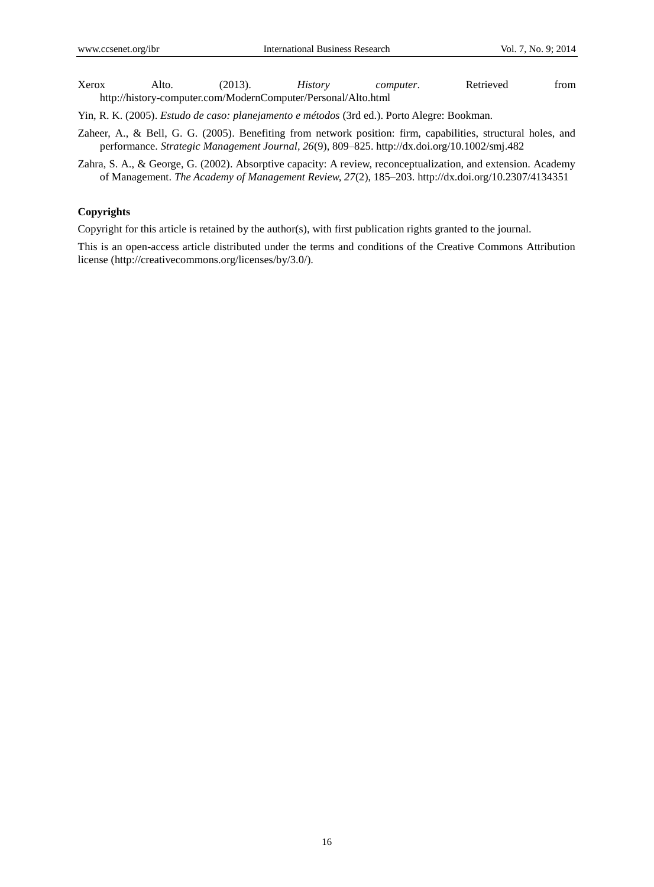Xerox Alto. (2013). *History computer*. Retrieved from http://history-computer.com/ModernComputer/Personal/Alto.html

Yin, R. K. (2005). *Estudo de caso: planejamento e métodos* (3rd ed.). Porto Alegre: Bookman.

Zaheer, A., & Bell, G. G. (2005). Benefiting from network position: firm, capabilities, structural holes, and performance. *Strategic Management Journal, 26*(9), 809–825. http://dx.doi.org/10.1002/smj.482

Zahra, S. A., & George, G. (2002). Absorptive capacity: A review, reconceptualization, and extension. Academy of Management. *The Academy of Management Review, 27*(2), 185–203. http://dx.doi.org/10.2307/4134351

**Copyrights**

Copyright for this article is retained by the author(s), with first publication rights granted to the journal.

This is an open-access article distributed under the terms and conditions of the Creative Commons Attribution license (http://creativecommons.org/licenses/by/3.0/).